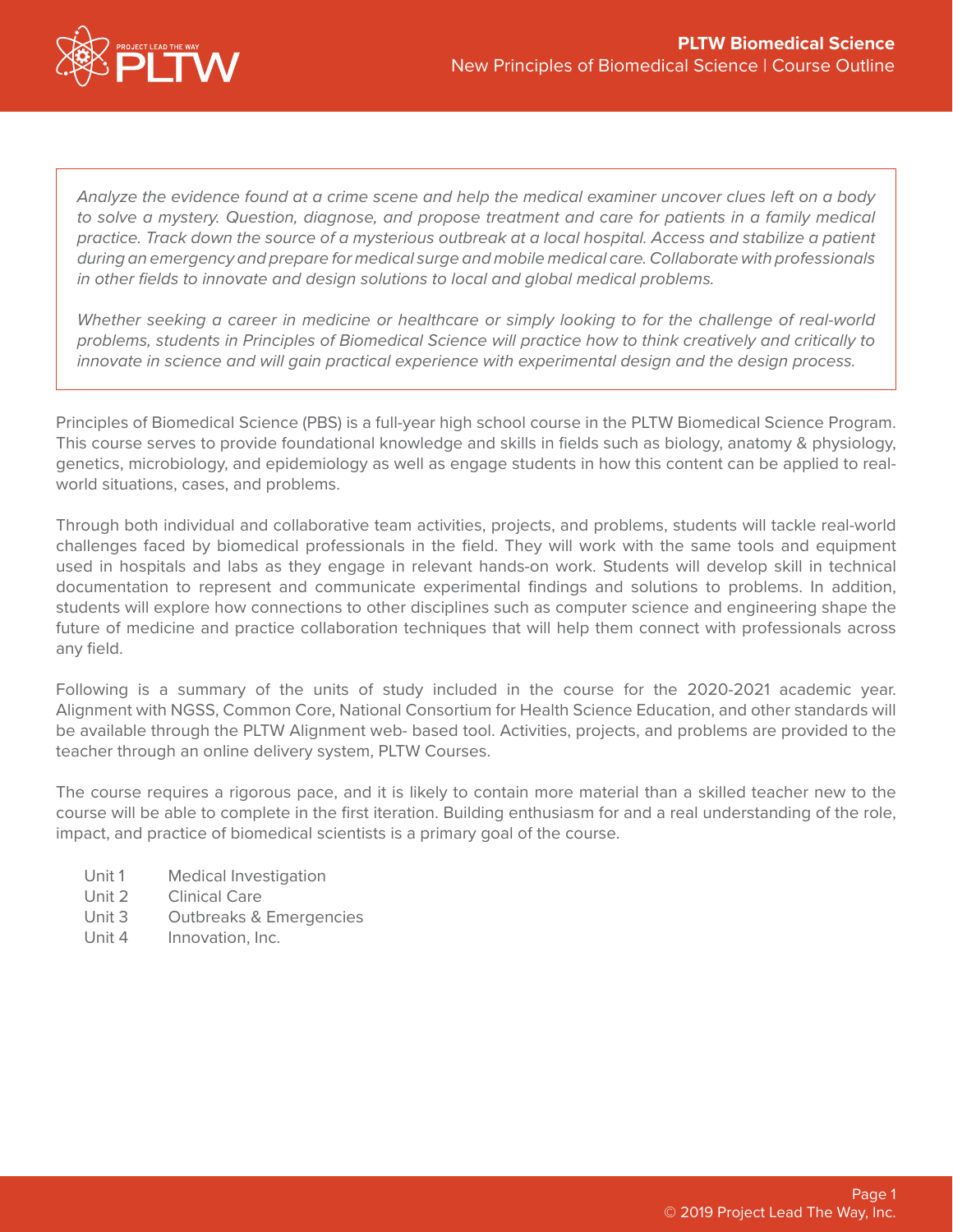# PLTW Biomedical Science

New Principles of Biomedical Science | Course Outline

*Analyze the evidence found at a crime scene and help the medical examiner uncover clues left on a body to solve a mystery. Question, diagnose, and propose treatment and care for patients in a family medical practice. Track down the source of a mysterious outbreak at a local hospital. Access and stabilize a patient during an emergency and prepare for medical surge and mobile medical care. Collaborate with professionals in other fields to innovate and design solutions to local and global medical problems.*

*Whether seeking a career in medicine or healthcare or simply looking to for the challenge of real-world problems, students in Principles of Biomedical Science will practice how to think creatively and critically to innovate in science and will gain practical experience with experimental design and the design process.*

Principles of Biomedical Science (PBS) is a full-year high school course in the PLTW Biomedical Science Program. This course serves to provide foundational knowledge and skills in fields such as biology, anatomy & physiology, genetics, microbiology, and epidemiology as well as engage students in how this content can be applied to real-world situations, cases, and problems.

Through both individual and collaborative team activities, projects, and problems, students will tackle real-world challenges faced by biomedical professionals in the field. They will work with the same tools and equipment used in hospitals and labs as they engage in relevant hands-on work. Students will develop skill in technical documentation to represent and communicate experimental findings and solutions to problems. In addition, students will explore how connections to other disciplines such as computer science and engineering shape the future of medicine and practice collaboration techniques that will help them connect with professionals across any field.

Following is a summary of the units of study included in the course for the 2020-2021 academic year. Alignment with NGSS, Common Core, National Consortium for Health Science Education, and other standards will be available through the PLTW Alignment web- based tool. Activities, projects, and problems are provided to the teacher through an online delivery system, PLTW Courses.

The course requires a rigorous pace, and it is likely to contain more material than a skilled teacher new to the course will be able to complete in the first iteration. Building enthusiasm for and a real understanding of the role, impact, and practice of biomedical scientists is a primary goal of the course.

- Unit 1 Medical Investigation
- Unit 2 Clinical Care
- Unit 3 Outbreaks & Emergencies
- Unit 4 Innovation, Inc.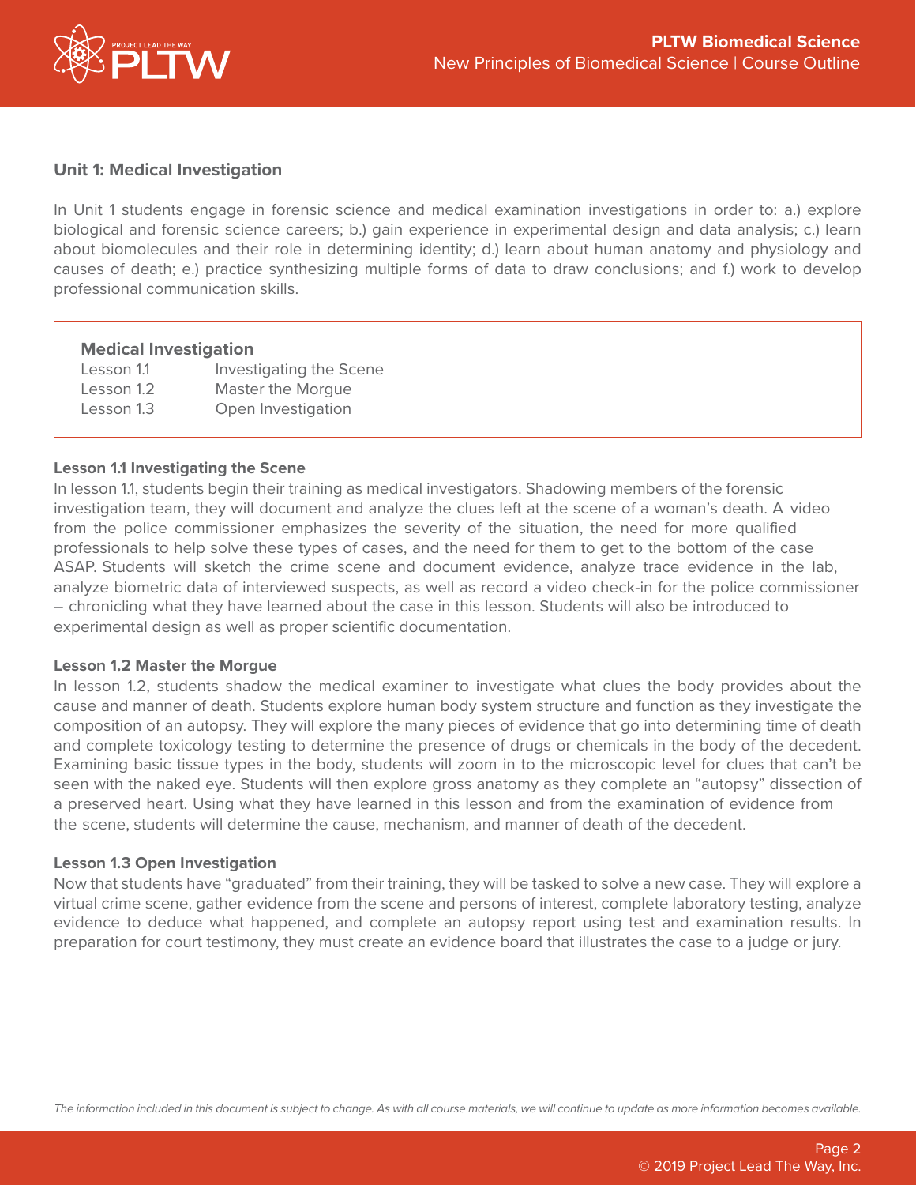## Unit 1: Medical Investigation

In Unit 1 students engage in forensic science and medical examination investigations in order to: a.) explore biological and forensic science careers; b.) gain experience in experimental design and data analysis; c.) learn about biomolecules and their role in determining identity; d.) learn about human anatomy and physiology and causes of death; e.) practice synthesizing multiple forms of data to draw conclusions; and f.) work to develop professional communication skills.

| **Medical Investigation** | |
|---|---|
| Lesson 1.1 | Investigating the Scene |
| Lesson 1.2 | Master the Morgue |
| Lesson 1.3 | Open Investigation |

### Lesson 1.1 Investigating the Scene

In lesson 1.1, students begin their training as medical investigators. Shadowing members of the forensic investigation team, they will document and analyze the clues left at the scene of a woman's death. A video from the police commissioner emphasizes the severity of the situation, the need for more qualified professionals to help solve these types of cases, and the need for them to get to the bottom of the case ASAP. Students will sketch the crime scene and document evidence, analyze trace evidence in the lab, analyze biometric data of interviewed suspects, as well as record a video check-in for the police commissioner – chronicling what they have learned about the case in this lesson. Students will also be introduced to experimental design as well as proper scientific documentation.

### Lesson 1.2 Master the Morgue

In lesson 1.2, students shadow the medical examiner to investigate what clues the body provides about the cause and manner of death. Students explore human body system structure and function as they investigate the composition of an autopsy. They will explore the many pieces of evidence that go into determining time of death and complete toxicology testing to determine the presence of drugs or chemicals in the body of the decedent. Examining basic tissue types in the body, students will zoom in to the microscopic level for clues that can't be seen with the naked eye. Students will then explore gross anatomy as they complete an "autopsy" dissection of a preserved heart. Using what they have learned in this lesson and from the examination of evidence from the scene, students will determine the cause, mechanism, and manner of death of the decedent.

### Lesson 1.3 Open Investigation

Now that students have "graduated" from their training, they will be tasked to solve a new case. They will explore a virtual crime scene, gather evidence from the scene and persons of interest, complete laboratory testing, analyze evidence to deduce what happened, and complete an autopsy report using test and examination results. In preparation for court testimony, they must create an evidence board that illustrates the case to a judge or jury.

*The information included in this document is subject to change. As with all course materials, we will continue to update as more information becomes available.*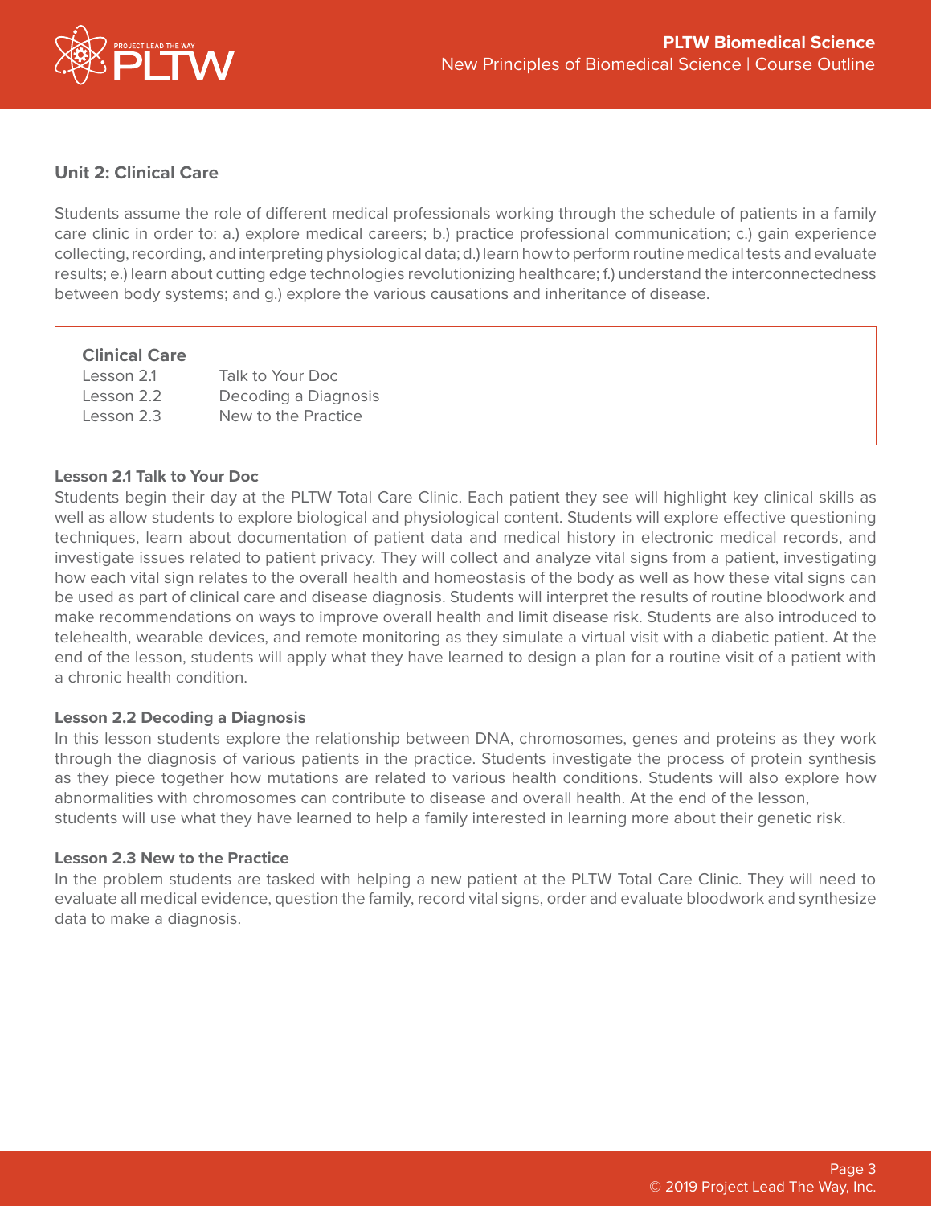## Unit 2: Clinical Care

Students assume the role of different medical professionals working through the schedule of patients in a family care clinic in order to: a.) explore medical careers; b.) practice professional communication; c.) gain experience collecting, recording, and interpreting physiological data; d.) learn how to perform routine medical tests and evaluate results; e.) learn about cutting edge technologies revolutionizing healthcare; f.) understand the interconnectedness between body systems; and g.) explore the various causations and inheritance of disease.

| Clinical Care | |
|---|---|
| Lesson 2.1 | Talk to Your Doc |
| Lesson 2.2 | Decoding a Diagnosis |
| Lesson 2.3 | New to the Practice |

**Lesson 2.1 Talk to Your Doc**

Students begin their day at the PLTW Total Care Clinic. Each patient they see will highlight key clinical skills as well as allow students to explore biological and physiological content. Students will explore effective questioning techniques, learn about documentation of patient data and medical history in electronic medical records, and investigate issues related to patient privacy. They will collect and analyze vital signs from a patient, investigating how each vital sign relates to the overall health and homeostasis of the body as well as how these vital signs can be used as part of clinical care and disease diagnosis. Students will interpret the results of routine bloodwork and make recommendations on ways to improve overall health and limit disease risk. Students are also introduced to telehealth, wearable devices, and remote monitoring as they simulate a virtual visit with a diabetic patient. At the end of the lesson, students will apply what they have learned to design a plan for a routine visit of a patient with a chronic health condition.

**Lesson 2.2 Decoding a Diagnosis**

In this lesson students explore the relationship between DNA, chromosomes, genes and proteins as they work through the diagnosis of various patients in the practice. Students investigate the process of protein synthesis as they piece together how mutations are related to various health conditions. Students will also explore how abnormalities with chromosomes can contribute to disease and overall health. At the end of the lesson, students will use what they have learned to help a family interested in learning more about their genetic risk.

**Lesson 2.3 New to the Practice**

In the problem students are tasked with helping a new patient at the PLTW Total Care Clinic. They will need to evaluate all medical evidence, question the family, record vital signs, order and evaluate bloodwork and synthesize data to make a diagnosis.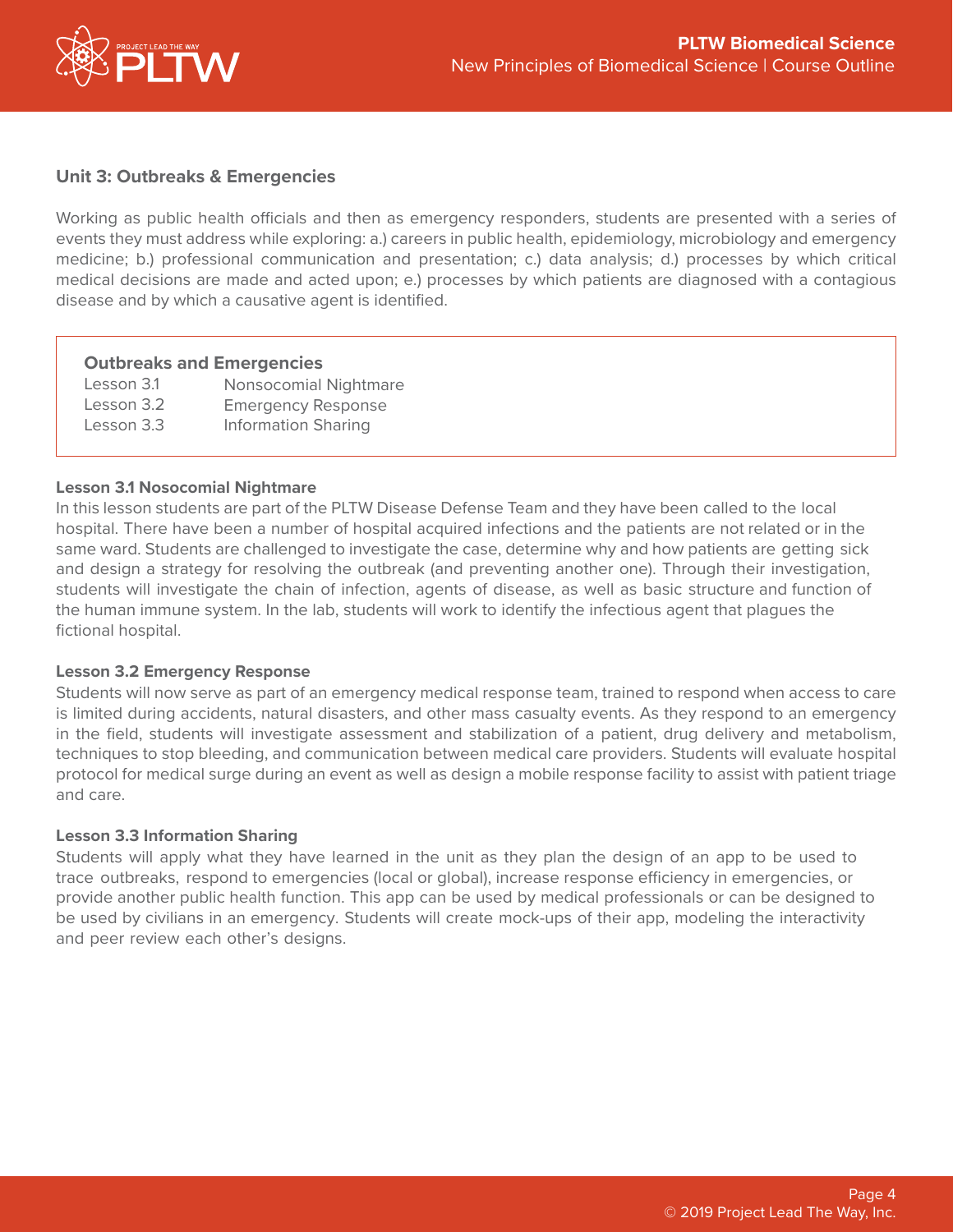## Unit 3: Outbreaks & Emergencies

Working as public health officials and then as emergency responders, students are presented with a series of events they must address while exploring: a.) careers in public health, epidemiology, microbiology and emergency medicine; b.) professional communication and presentation; c.) data analysis; d.) processes by which critical medical decisions are made and acted upon; e.) processes by which patients are diagnosed with a contagious disease and by which a causative agent is identified.

**Outbreaks and Emergencies**

| | |
|---|---|
| Lesson 3.1 | Nonsocomial Nightmare |
| Lesson 3.2 | Emergency Response |
| Lesson 3.3 | Information Sharing |

### Lesson 3.1 Nosocomial Nightmare

In this lesson students are part of the PLTW Disease Defense Team and they have been called to the local hospital. There have been a number of hospital acquired infections and the patients are not related or in the same ward. Students are challenged to investigate the case, determine why and how patients are getting sick and design a strategy for resolving the outbreak (and preventing another one). Through their investigation, students will investigate the chain of infection, agents of disease, as well as basic structure and function of the human immune system. In the lab, students will work to identify the infectious agent that plagues the fictional hospital.

### Lesson 3.2 Emergency Response

Students will now serve as part of an emergency medical response team, trained to respond when access to care is limited during accidents, natural disasters, and other mass casualty events. As they respond to an emergency in the field, students will investigate assessment and stabilization of a patient, drug delivery and metabolism, techniques to stop bleeding, and communication between medical care providers. Students will evaluate hospital protocol for medical surge during an event as well as design a mobile response facility to assist with patient triage and care.

### Lesson 3.3 Information Sharing

Students will apply what they have learned in the unit as they plan the design of an app to be used to trace outbreaks, respond to emergencies (local or global), increase response efficiency in emergencies, or provide another public health function. This app can be used by medical professionals or can be designed to be used by civilians in an emergency. Students will create mock-ups of their app, modeling the interactivity and peer review each other's designs.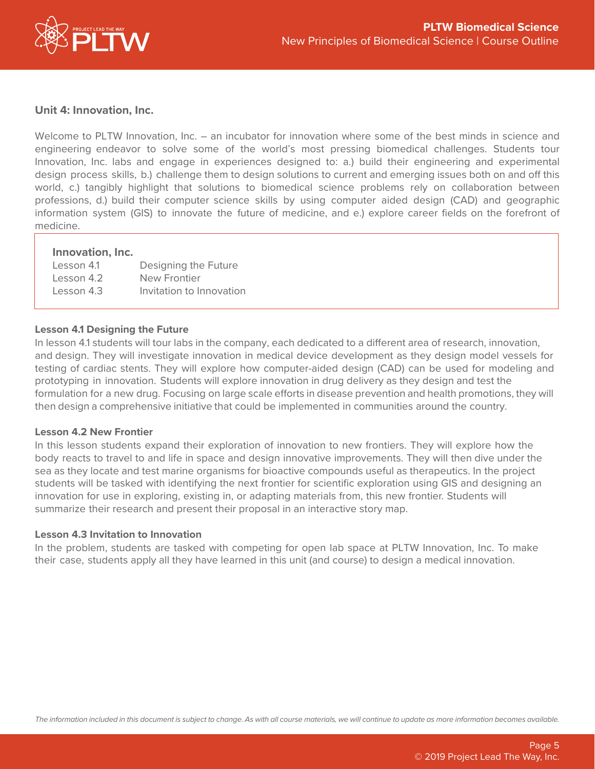## Unit 4: Innovation, Inc.

Welcome to PLTW Innovation, Inc. – an incubator for innovation where some of the best minds in science and engineering endeavor to solve some of the world's most pressing biomedical challenges. Students tour Innovation, Inc. labs and engage in experiences designed to: a.) build their engineering and experimental design process skills, b.) challenge them to design solutions to current and emerging issues both on and off this world, c.) tangibly highlight that solutions to biomedical science problems rely on collaboration between professions, d.) build their computer science skills by using computer aided design (CAD) and geographic information system (GIS) to innovate the future of medicine, and e.) explore career fields on the forefront of medicine.

**Innovation, Inc.**

| | |
|---|---|
| Lesson 4.1 | Designing the Future |
| Lesson 4.2 | New Frontier |
| Lesson 4.3 | Invitation to Innovation |

### Lesson 4.1 Designing the Future

In lesson 4.1 students will tour labs in the company, each dedicated to a different area of research, innovation, and design. They will investigate innovation in medical device development as they design model vessels for testing of cardiac stents. They will explore how computer-aided design (CAD) can be used for modeling and prototyping in innovation. Students will explore innovation in drug delivery as they design and test the formulation for a new drug. Focusing on large scale efforts in disease prevention and health promotions, they will then design a comprehensive initiative that could be implemented in communities around the country.

### Lesson 4.2 New Frontier

In this lesson students expand their exploration of innovation to new frontiers. They will explore how the body reacts to travel to and life in space and design innovative improvements. They will then dive under the sea as they locate and test marine organisms for bioactive compounds useful as therapeutics. In the project students will be tasked with identifying the next frontier for scientific exploration using GIS and designing an innovation for use in exploring, existing in, or adapting materials from, this new frontier. Students will summarize their research and present their proposal in an interactive story map.

### Lesson 4.3 Invitation to Innovation

In the problem, students are tasked with competing for open lab space at PLTW Innovation, Inc. To make their case, students apply all they have learned in this unit (and course) to design a medical innovation.

*The information included in this document is subject to change. As with all course materials, we will continue to update as more information becomes available.*